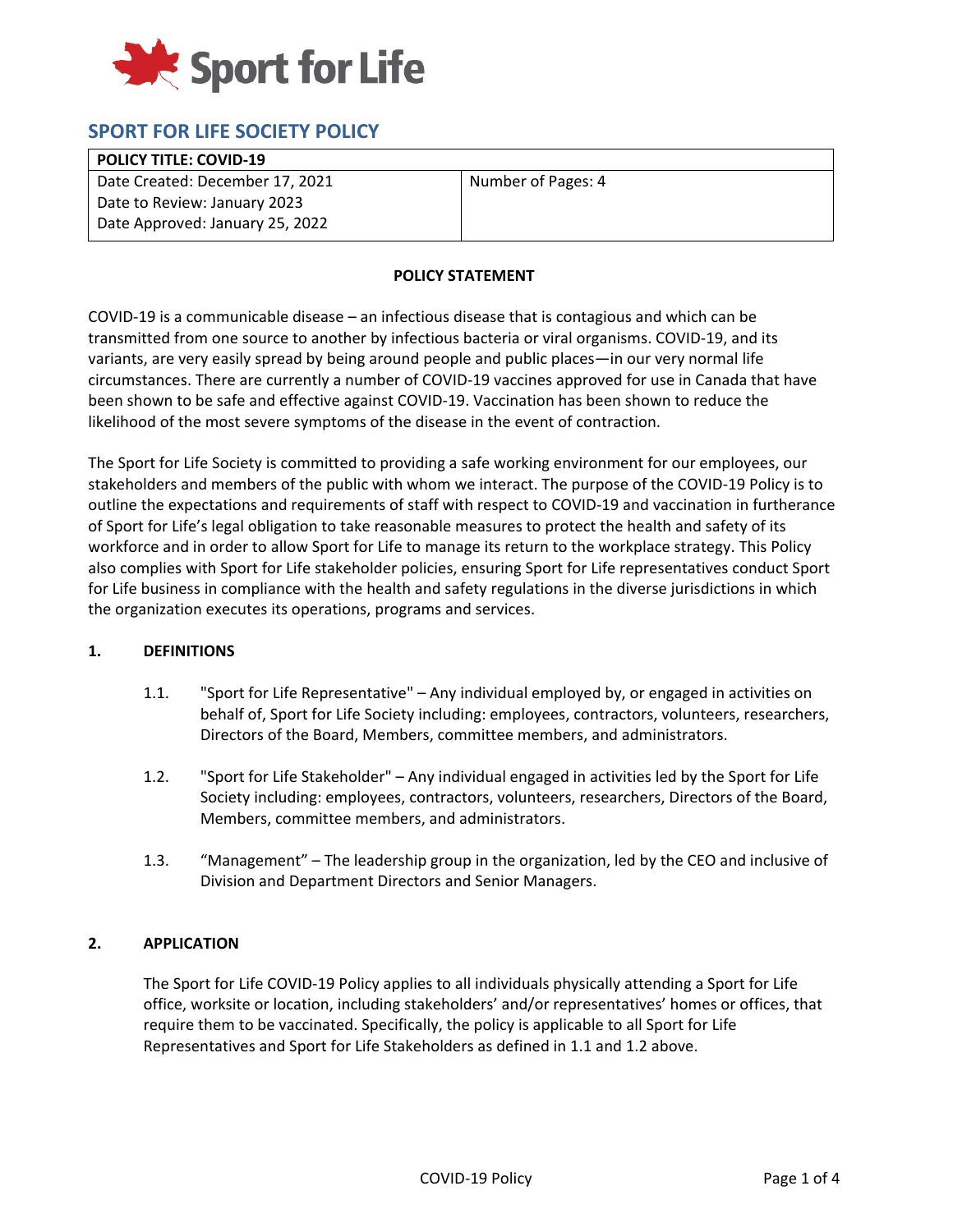Sport for Life

# SPORT FOR LIFE SOCIETY POLICY

| POLICY TITLE: COVID-19 | |
|---|---|
| Date Created: December 17, 2021<br>Date to Review: January 2023<br>Date Approved: January 25, 2022 | Number of Pages: 4 |

## POLICY STATEMENT

COVID-19 is a communicable disease – an infectious disease that is contagious and which can be transmitted from one source to another by infectious bacteria or viral organisms. COVID-19, and its variants, are very easily spread by being around people and public places—in our very normal life circumstances. There are currently a number of COVID-19 vaccines approved for use in Canada that have been shown to be safe and effective against COVID-19. Vaccination has been shown to reduce the likelihood of the most severe symptoms of the disease in the event of contraction.

The Sport for Life Society is committed to providing a safe working environment for our employees, our stakeholders and members of the public with whom we interact. The purpose of the COVID-19 Policy is to outline the expectations and requirements of staff with respect to COVID-19 and vaccination in furtherance of Sport for Life's legal obligation to take reasonable measures to protect the health and safety of its workforce and in order to allow Sport for Life to manage its return to the workplace strategy. This Policy also complies with Sport for Life stakeholder policies, ensuring Sport for Life representatives conduct Sport for Life business in compliance with the health and safety regulations in the diverse jurisdictions in which the organization executes its operations, programs and services.

## 1. DEFINITIONS

1.1. "Sport for Life Representative" – Any individual employed by, or engaged in activities on behalf of, Sport for Life Society including: employees, contractors, volunteers, researchers, Directors of the Board, Members, committee members, and administrators.

1.2. "Sport for Life Stakeholder" – Any individual engaged in activities led by the Sport for Life Society including: employees, contractors, volunteers, researchers, Directors of the Board, Members, committee members, and administrators.

1.3. "Management" – The leadership group in the organization, led by the CEO and inclusive of Division and Department Directors and Senior Managers.

## 2. APPLICATION

The Sport for Life COVID-19 Policy applies to all individuals physically attending a Sport for Life office, worksite or location, including stakeholders' and/or representatives' homes or offices, that require them to be vaccinated. Specifically, the policy is applicable to all Sport for Life Representatives and Sport for Life Stakeholders as defined in 1.1 and 1.2 above.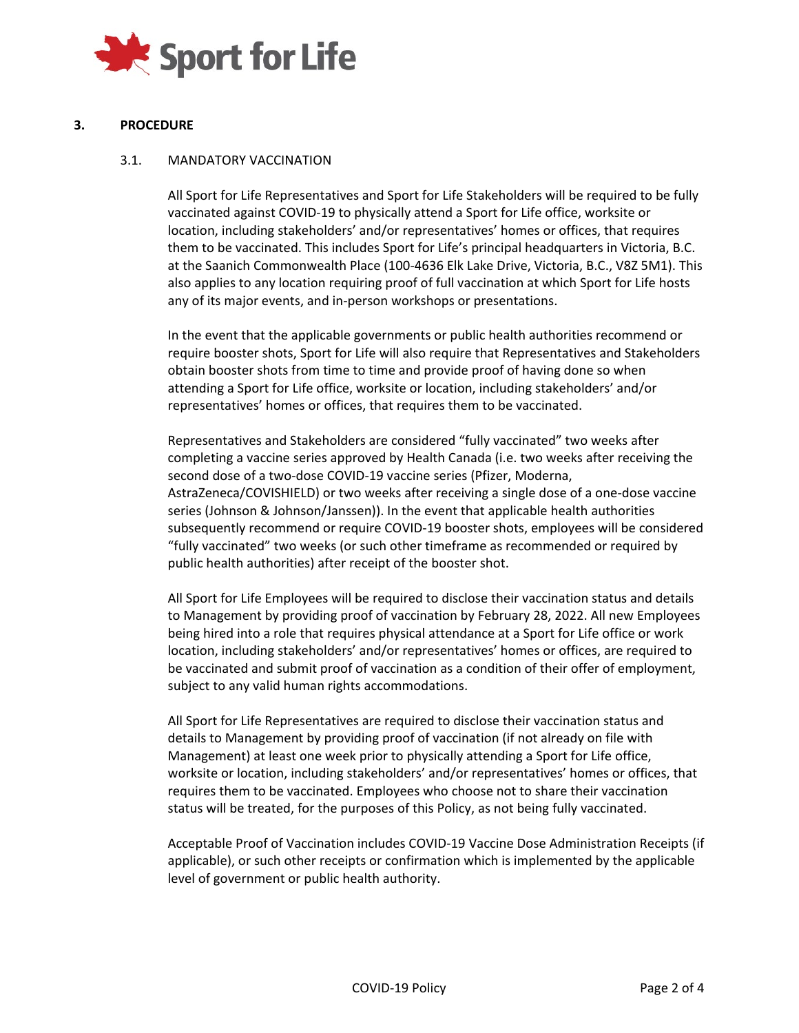## 3. PROCEDURE

### 3.1. MANDATORY VACCINATION

All Sport for Life Representatives and Sport for Life Stakeholders will be required to be fully vaccinated against COVID-19 to physically attend a Sport for Life office, worksite or location, including stakeholders' and/or representatives' homes or offices, that requires them to be vaccinated. This includes Sport for Life's principal headquarters in Victoria, B.C. at the Saanich Commonwealth Place (100-4636 Elk Lake Drive, Victoria, B.C., V8Z 5M1). This also applies to any location requiring proof of full vaccination at which Sport for Life hosts any of its major events, and in-person workshops or presentations.

In the event that the applicable governments or public health authorities recommend or require booster shots, Sport for Life will also require that Representatives and Stakeholders obtain booster shots from time to time and provide proof of having done so when attending a Sport for Life office, worksite or location, including stakeholders' and/or representatives' homes or offices, that requires them to be vaccinated.

Representatives and Stakeholders are considered "fully vaccinated" two weeks after completing a vaccine series approved by Health Canada (i.e. two weeks after receiving the second dose of a two-dose COVID-19 vaccine series (Pfizer, Moderna, AstraZeneca/COVISHIELD) or two weeks after receiving a single dose of a one-dose vaccine series (Johnson & Johnson/Janssen)). In the event that applicable health authorities subsequently recommend or require COVID-19 booster shots, employees will be considered "fully vaccinated" two weeks (or such other timeframe as recommended or required by public health authorities) after receipt of the booster shot.

All Sport for Life Employees will be required to disclose their vaccination status and details to Management by providing proof of vaccination by February 28, 2022. All new Employees being hired into a role that requires physical attendance at a Sport for Life office or work location, including stakeholders' and/or representatives' homes or offices, are required to be vaccinated and submit proof of vaccination as a condition of their offer of employment, subject to any valid human rights accommodations.

All Sport for Life Representatives are required to disclose their vaccination status and details to Management by providing proof of vaccination (if not already on file with Management) at least one week prior to physically attending a Sport for Life office, worksite or location, including stakeholders' and/or representatives' homes or offices, that requires them to be vaccinated. Employees who choose not to share their vaccination status will be treated, for the purposes of this Policy, as not being fully vaccinated.

Acceptable Proof of Vaccination includes COVID-19 Vaccine Dose Administration Receipts (if applicable), or such other receipts or confirmation which is implemented by the applicable level of government or public health authority.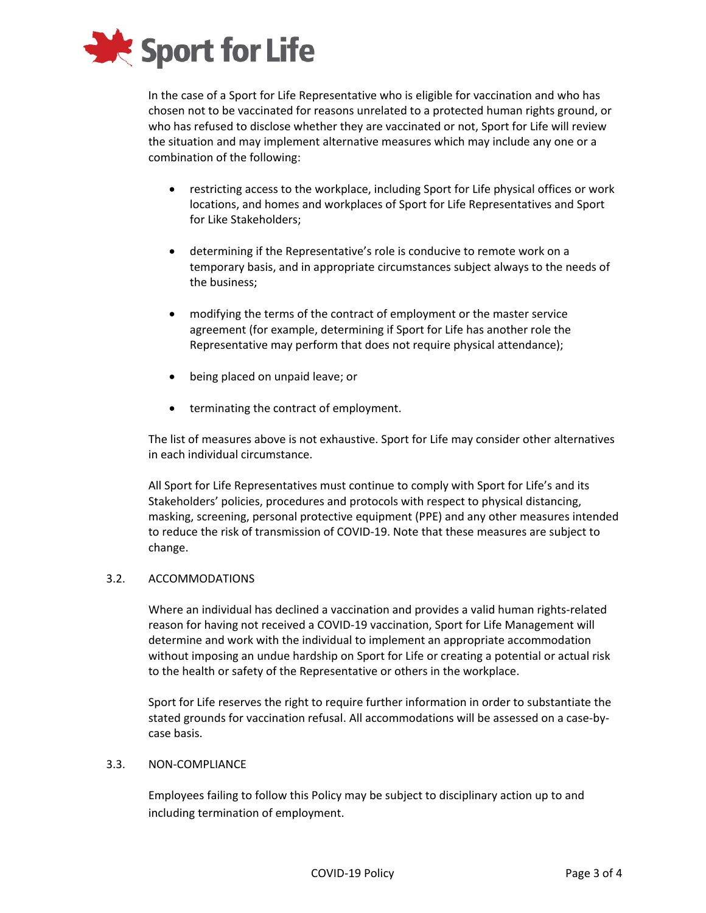In the case of a Sport for Life Representative who is eligible for vaccination and who has chosen not to be vaccinated for reasons unrelated to a protected human rights ground, or who has refused to disclose whether they are vaccinated or not, Sport for Life will review the situation and may implement alternative measures which may include any one or a combination of the following:

- restricting access to the workplace, including Sport for Life physical offices or work locations, and homes and workplaces of Sport for Life Representatives and Sport for Like Stakeholders;
- determining if the Representative's role is conducive to remote work on a temporary basis, and in appropriate circumstances subject always to the needs of the business;
- modifying the terms of the contract of employment or the master service agreement (for example, determining if Sport for Life has another role the Representative may perform that does not require physical attendance);
- being placed on unpaid leave; or
- terminating the contract of employment.

The list of measures above is not exhaustive. Sport for Life may consider other alternatives in each individual circumstance.

All Sport for Life Representatives must continue to comply with Sport for Life's and its Stakeholders' policies, procedures and protocols with respect to physical distancing, masking, screening, personal protective equipment (PPE) and any other measures intended to reduce the risk of transmission of COVID-19. Note that these measures are subject to change.

### 3.2. ACCOMMODATIONS

Where an individual has declined a vaccination and provides a valid human rights-related reason for having not received a COVID-19 vaccination, Sport for Life Management will determine and work with the individual to implement an appropriate accommodation without imposing an undue hardship on Sport for Life or creating a potential or actual risk to the health or safety of the Representative or others in the workplace.

Sport for Life reserves the right to require further information in order to substantiate the stated grounds for vaccination refusal. All accommodations will be assessed on a case-by-case basis.

### 3.3. NON-COMPLIANCE

Employees failing to follow this Policy may be subject to disciplinary action up to and including termination of employment.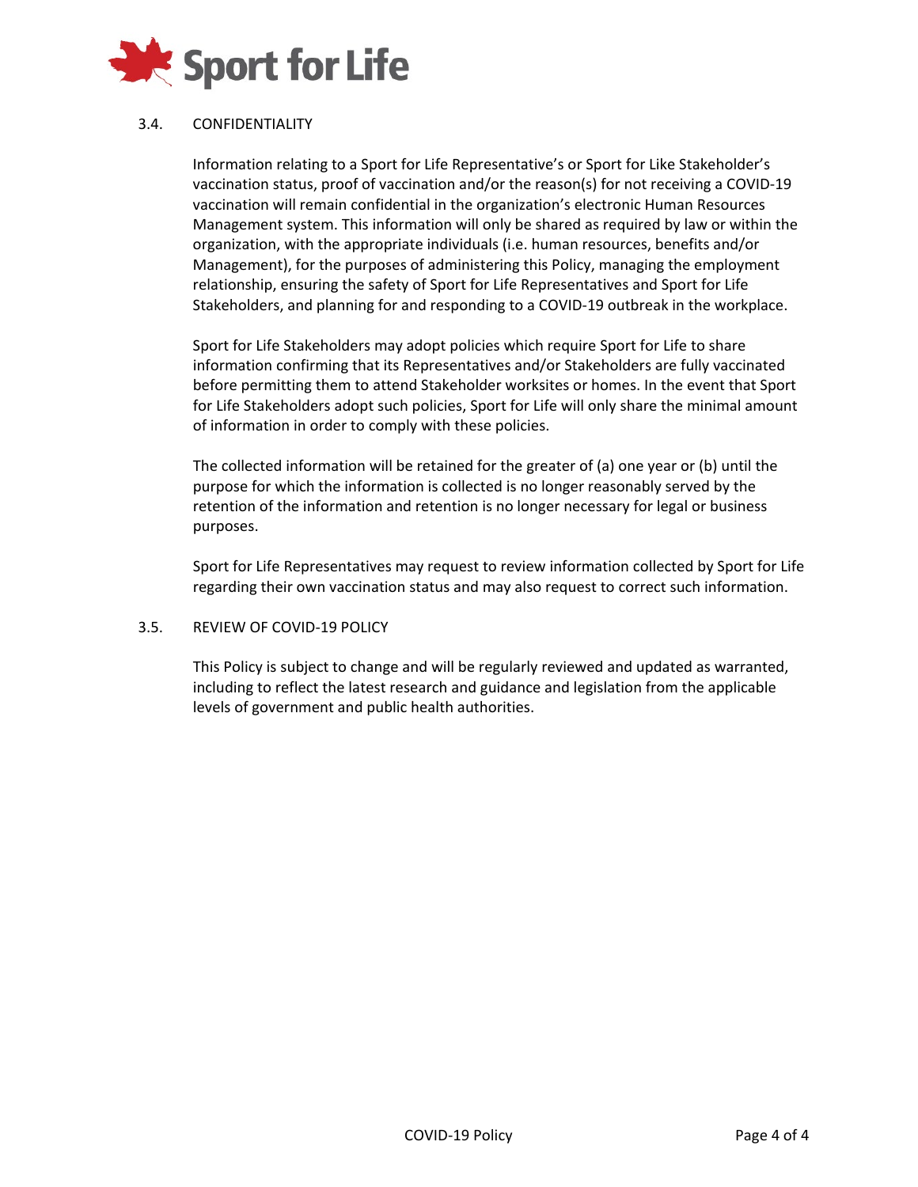### 3.4. CONFIDENTIALITY

Information relating to a Sport for Life Representative's or Sport for Like Stakeholder's vaccination status, proof of vaccination and/or the reason(s) for not receiving a COVID-19 vaccination will remain confidential in the organization's electronic Human Resources Management system. This information will only be shared as required by law or within the organization, with the appropriate individuals (i.e. human resources, benefits and/or Management), for the purposes of administering this Policy, managing the employment relationship, ensuring the safety of Sport for Life Representatives and Sport for Life Stakeholders, and planning for and responding to a COVID-19 outbreak in the workplace.

Sport for Life Stakeholders may adopt policies which require Sport for Life to share information confirming that its Representatives and/or Stakeholders are fully vaccinated before permitting them to attend Stakeholder worksites or homes. In the event that Sport for Life Stakeholders adopt such policies, Sport for Life will only share the minimal amount of information in order to comply with these policies.

The collected information will be retained for the greater of (a) one year or (b) until the purpose for which the information is collected is no longer reasonably served by the retention of the information and retention is no longer necessary for legal or business purposes.

Sport for Life Representatives may request to review information collected by Sport for Life regarding their own vaccination status and may also request to correct such information.

### 3.5. REVIEW OF COVID-19 POLICY

This Policy is subject to change and will be regularly reviewed and updated as warranted, including to reflect the latest research and guidance and legislation from the applicable levels of government and public health authorities.